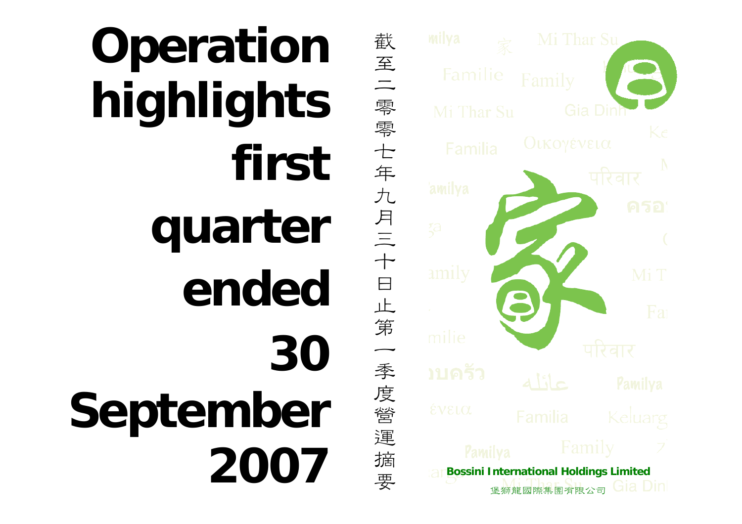# Operation highlights first quarter ended 30 September 2007

截至二零零七年九月三十日止第一季度營運摘要

**Bossini International Holdings Limited**

堡獅龍國際集團有限公司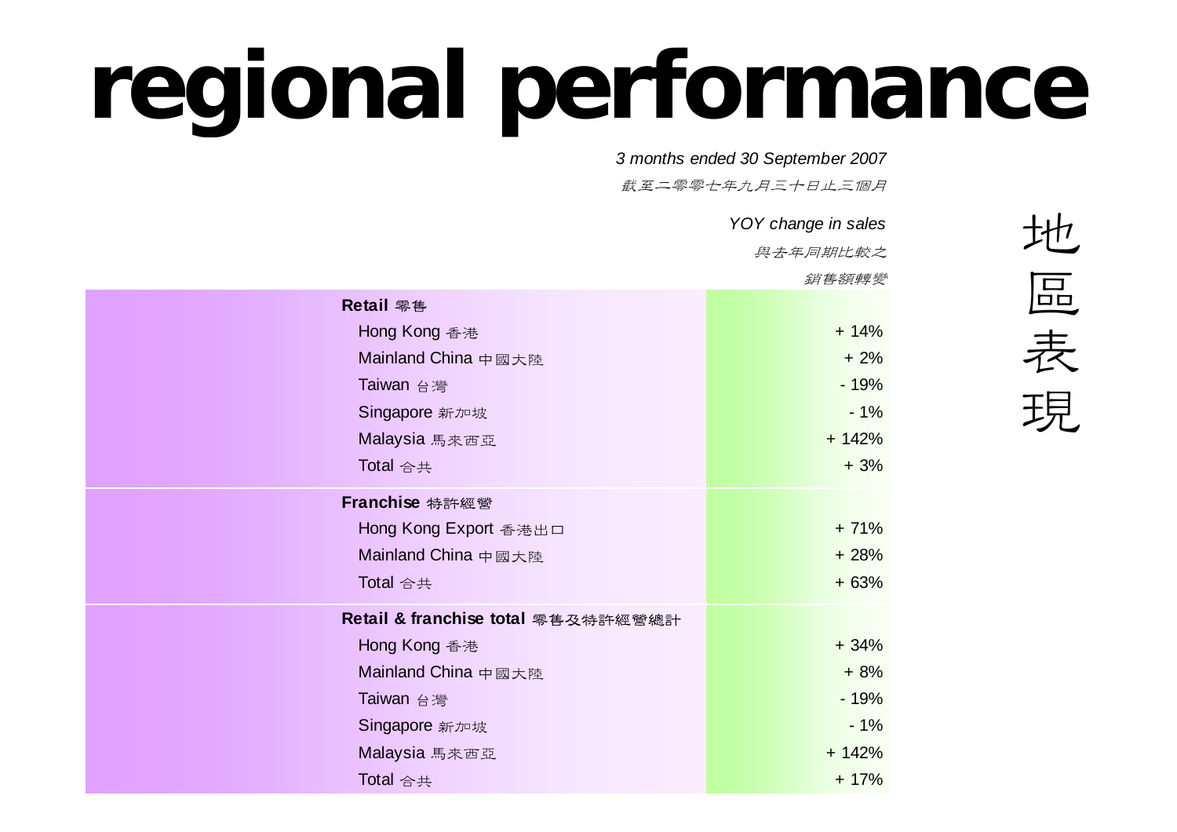# regional performance

地區表現

| | *3 months ended 30 September 2007* *截至二零零七年九月三十日止三個月* *YOY change in sales* *與去年同期比較之銷售額轉變* |
|---|---|
| **Retail 零售** | |
| Hong Kong 香港 | + 14% |
| Mainland China 中國大陸 | + 2% |
| Taiwan 台灣 | - 19% |
| Singapore 新加坡 | - 1% |
| Malaysia 馬來西亞 | + 142% |
| Total 合共 | + 3% |
| **Franchise 特許經營** | |
| Hong Kong Export 香港出口 | + 71% |
| Mainland China 中國大陸 | + 28% |
| Total 合共 | + 63% |
| **Retail & franchise total 零售及特許經營總計** | |
| Hong Kong 香港 | + 34% |
| Mainland China 中國大陸 | + 8% |
| Taiwan 台灣 | - 19% |
| Singapore 新加坡 | - 1% |
| Malaysia 馬來西亞 | + 142% |
| Total 合共 | + 17% |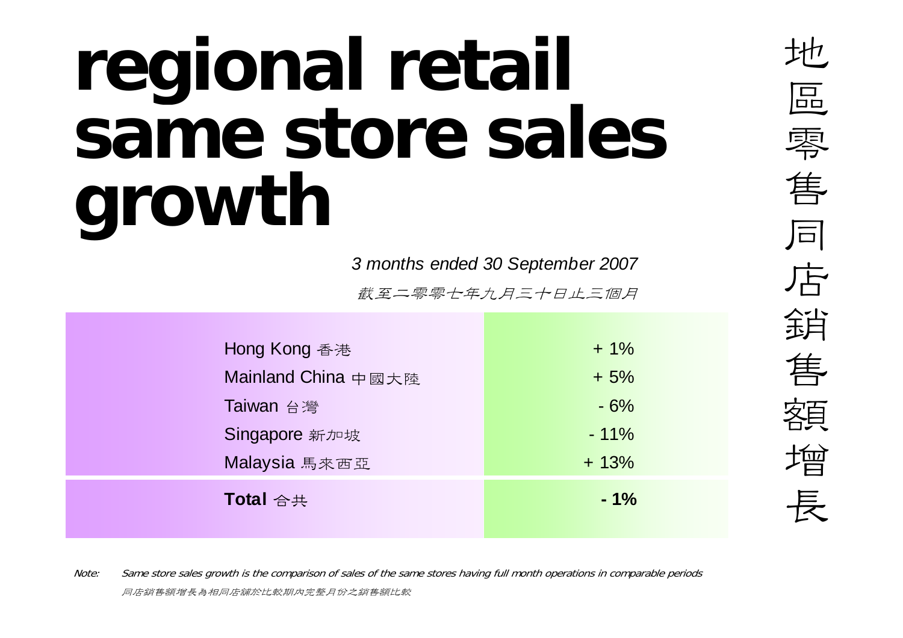# regional retail same store sales growth

# 地區零售同店銷售額增長

*3 months ended 30 September 2007*

*截至二零零七年九月三十日止三個月*

| | |
|---|---|
| Hong Kong 香港 | + 1% |
| Mainland China 中國大陸 | + 5% |
| Taiwan 台灣 | - 6% |
| Singapore 新加坡 | - 11% |
| Malaysia 馬來西亞 | + 13% |
| **Total** 合共 | **- 1%** |

*Note: Same store sales growth is the comparison of sales of the same stores having full month operations in comparable periods*

*同店銷售額增長為相同店鋪於比較期內完整月份之銷售額比較*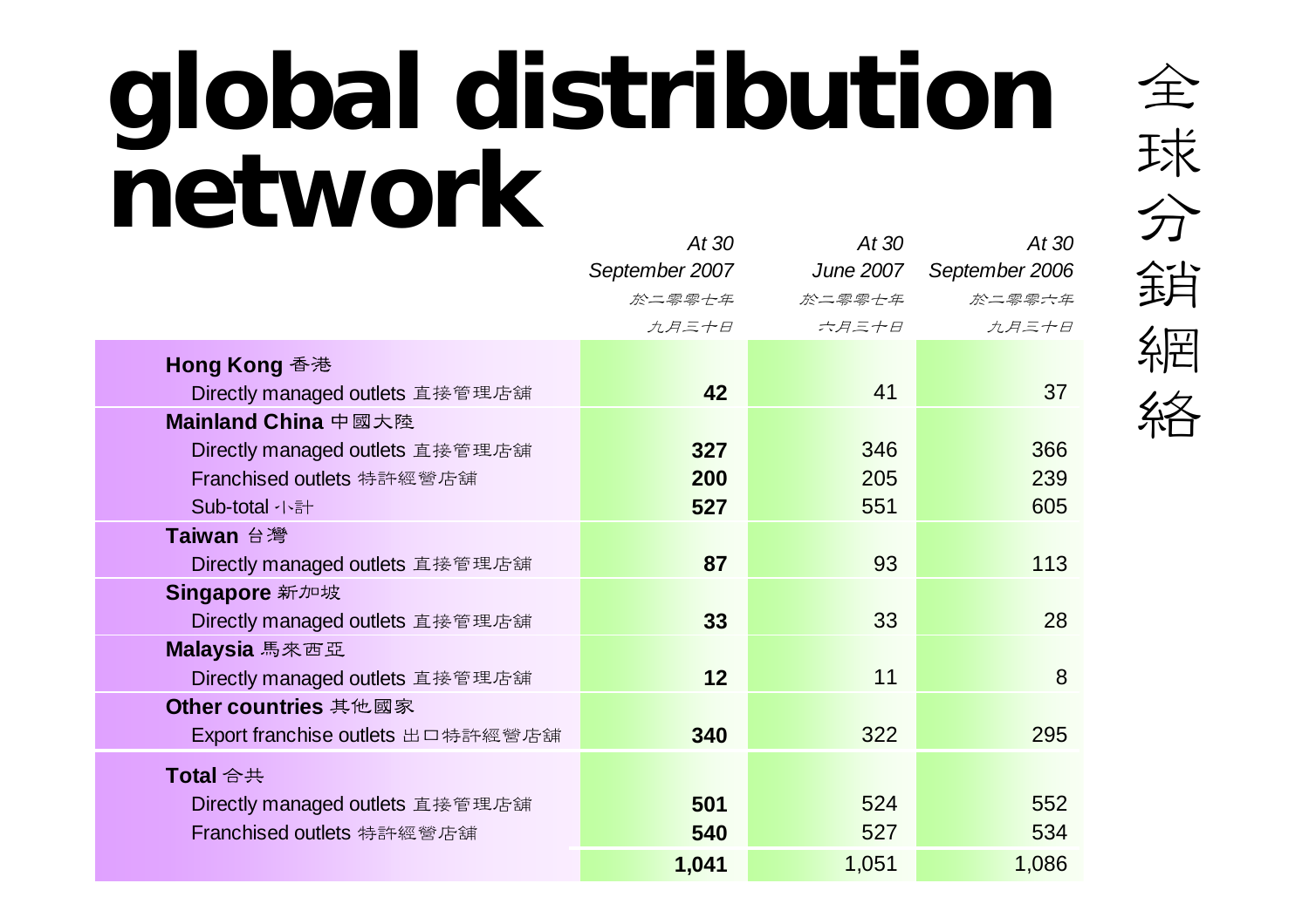# global distribution network

全球分銷網絡

| | *At 30 September 2007* *於二零零七年九月三十日* | *At 30 June 2007* *於二零零七年六月三十日* | *At 30 September 2006* *於二零零六年九月三十日* |
|---|---|---|---|
| **Hong Kong** 香港 | | | |
| Directly managed outlets 直接管理店舖 | **42** | 41 | 37 |
| **Mainland China** 中國大陸 | | | |
| Directly managed outlets 直接管理店舖 | **327** | 346 | 366 |
| Franchised outlets 特許經營店舖 | **200** | 205 | 239 |
| Sub-total 小計 | **527** | 551 | 605 |
| **Taiwan** 台灣 | | | |
| Directly managed outlets 直接管理店舖 | **87** | 93 | 113 |
| **Singapore** 新加坡 | | | |
| Directly managed outlets 直接管理店舖 | **33** | 33 | 28 |
| **Malaysia** 馬來西亞 | | | |
| Directly managed outlets 直接管理店舖 | **12** | 11 | 8 |
| **Other countries** 其他國家 | | | |
| Export franchise outlets 出口特許經營店舖 | **340** | 322 | 295 |
| **Total** 合共 | | | |
| Directly managed outlets 直接管理店舖 | **501** | 524 | 552 |
| Franchised outlets 特許經營店舖 | **540** | 527 | 534 |
| | **1,041** | 1,051 | 1,086 |